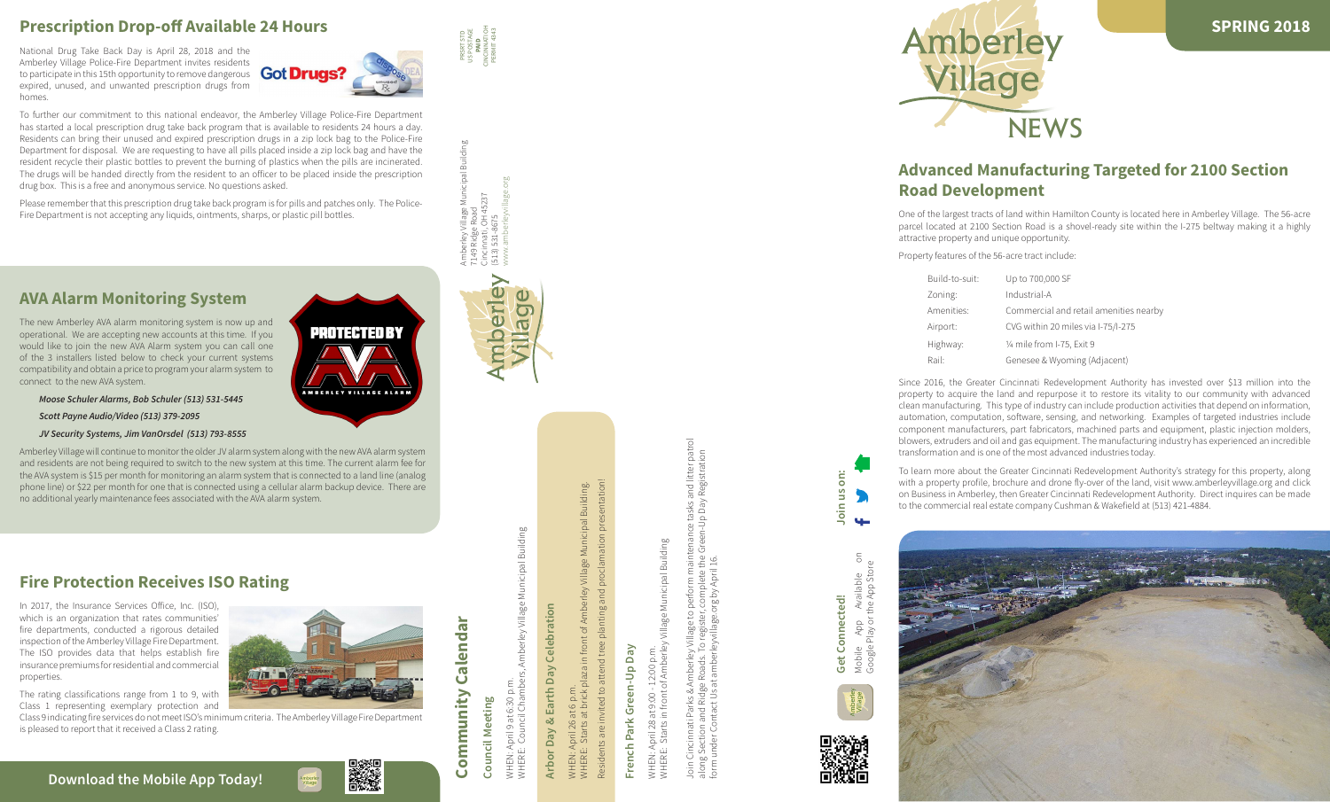# Amberley Village NEWS

**SPRING 2018**

## Advanced Manufacturing Targeted for 2100 Section Road Development

One of the largest tracts of land within Hamilton County is located here in Amberley Village. The 56-acre parcel located at 2100 Section Road is a shovel-ready site within the I-275 beltway making it a highly attractive property and unique opportunity.

Property features of the 56-acre tract include:

| | |
|---|---|
| Build-to-suit: | Up to 700,000 SF |
| Zoning: | Industrial-A |
| Amenities: | Commercial and retail amenities nearby |
| Airport: | CVG within 20 miles via I-75/I-275 |
| Highway: | ¼ mile from I-75, Exit 9 |
| Rail: | Genesee & Wyoming (Adjacent) |

Since 2016, the Greater Cincinnati Redevelopment Authority has invested over $13 million into the property to acquire the land and repurpose it to restore its vitality to our community with advanced clean manufacturing. This type of industry can include production activities that depend on information, automation, computation, software, sensing, and networking. Examples of targeted industries include component manufacturers, part fabricators, machined parts and equipment, plastic injection molders, blowers, extruders and oil and gas equipment. The manufacturing industry has experienced an incredible transformation and is one of the most advanced industries today.

To learn more about the Greater Cincinnati Redevelopment Authority's strategy for this property, along with a property profile, brochure and drone fly-over of the land, visit www.amberleyvillage.org and click on Business in Amberley, then Greater Cincinnati Redevelopment Authority. Direct inquires can be made to the commercial real estate company Cushman & Wakefield at (513) 421-4884.

## Prescription Drop-off Available 24 Hours

National Drug Take Back Day is April 28, 2018 and the Amberley Village Police-Fire Department invites residents to participate in this 15th opportunity to remove dangerous expired, unused, and unwanted prescription drugs from homes.

To further our commitment to this national endeavor, the Amberley Village Police-Fire Department has started a local prescription drug take back program that is available to residents 24 hours a day. Residents can bring their unused and expired prescription drugs in a zip lock bag to the Police-Fire Department for disposal. We are requesting to have all pills placed inside a zip lock bag and have the resident recycle their plastic bottles to prevent the burning of plastics when the pills are incinerated. The drugs will be handed directly from the resident to an officer to be placed inside the prescription drug box. This is a free and anonymous service. No questions asked.

Please remember that this prescription drug take back program is for pills and patches only. The Police-Fire Department is not accepting any liquids, ointments, sharps, or plastic pill bottles.

## AVA Alarm Monitoring System

The new Amberley AVA alarm monitoring system is now up and operational. We are accepting new accounts at this time. If you would like to join the new AVA Alarm system you can call one of the 3 installers listed below to check your current systems compatibility and obtain a price to program your alarm system to connect to the new AVA system.

*Moose Schuler Alarms, Bob Schuler (513) 531-5445*

*Scott Payne Audio/Video (513) 379-2095*

*JV Security Systems, Jim VanOrsdel (513) 793-8555*

Amberley Village will continue to monitor the older JV alarm system along with the new AVA alarm system and residents are not being required to switch to the new system at this time. The current alarm fee for the AVA system is $15 per month for monitoring an alarm system that is connected to a land line (analog phone line) or $22 per month for one that is connected using a cellular alarm backup device. There are no additional yearly maintenance fees associated with the AVA alarm system.

## Fire Protection Receives ISO Rating

In 2017, the Insurance Services Office, Inc. (ISO), which is an organization that rates communities' fire departments, conducted a rigorous detailed inspection of the Amberley Village Fire Department. The ISO provides data that helps establish fire insurance premiums for residential and commercial properties.

The rating classifications range from 1 to 9, with Class 1 representing exemplary protection and Class 9 indicating fire services do not meet ISO's minimum criteria. The Amberley Village Fire Department is pleased to report that it received a Class 2 rating.

**Download the Mobile App Today!**

## Community Calendar

### Council Meeting

WHEN: April 9 at 6:30 p.m.
WHERE: Council Chambers, Amberley Village Municipal Building

### Arbor Day & Earth Day Celebration

WHEN: April 26 at 6 p.m.
WHERE: Starts at brick plaza in front of Amberley Village Municipal Building.

Residents are invited to attend tree planting and proclamation presentation!

### French Park Green-Up Day

WHEN: April 28 at 9:00 - 12:00 p.m.
WHERE: Starts in front of Amberley Village Municipal Building

Join Cincinnati Parks & Amberley Village to perform maintenance tasks and litter patrol along Section and Ridge Roads. To register, complete the Green-Up Day Registration form under Contact Us at amberleyvillage.org by April 16.

**Get Connected!**

Mobile App Available on Google Play or the App Store

**Join us on:**

Amberley Village Municipal Building
7149 Ridge Road
Cincinnati, OH 45237
(513) 531-8675
www.amberleyvillage.org

PRSRT STD
US POSTAGE
PAID
CINCINNATI OH
PERMIT 4843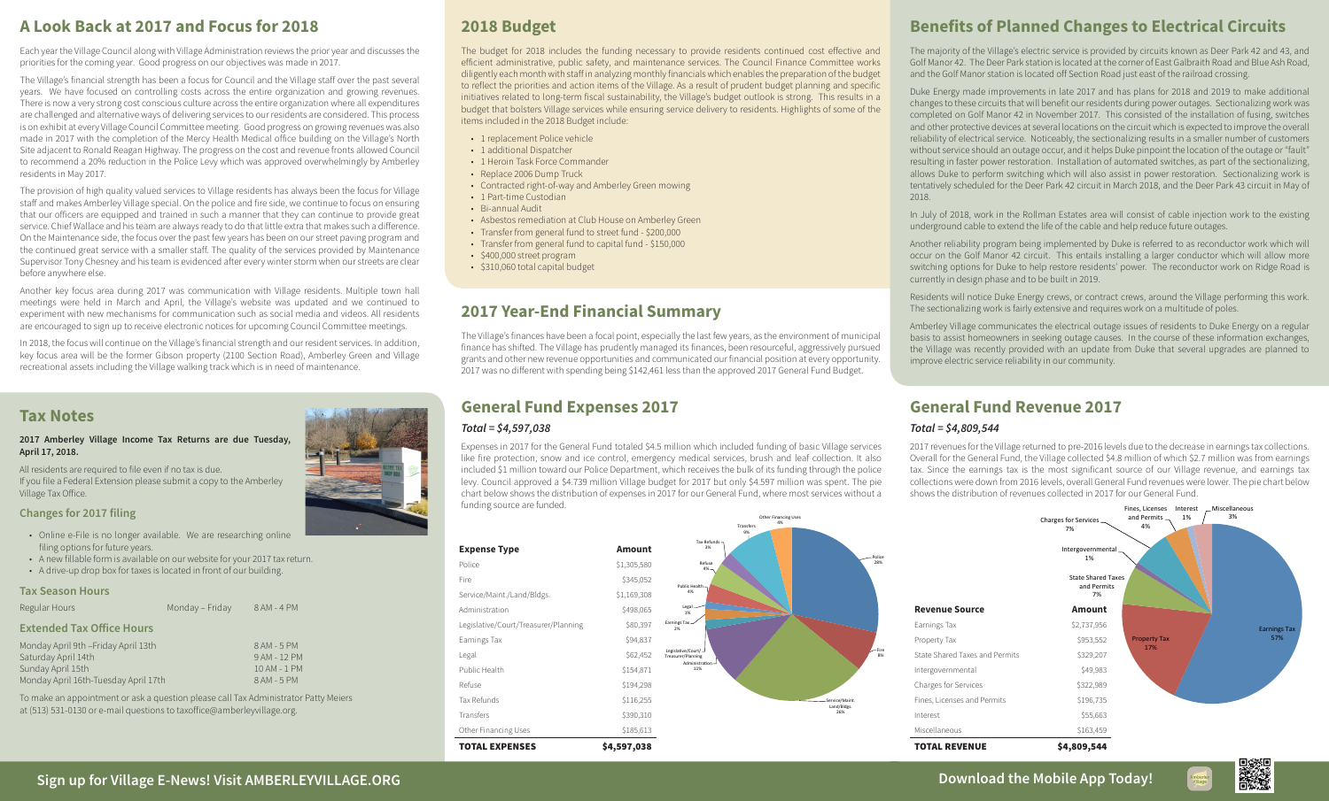## A Look Back at 2017 and Focus for 2018

Each year the Village Council along with Village Administration reviews the prior year and discusses the priorities for the coming year. Good progress on our objectives was made in 2017.

The Village's financial strength has been a focus for Council and the Village staff over the past several years. We have focused on controlling costs across the entire organization and growing revenues. There is now a very strong cost conscious culture across the entire organization where all expenditures are challenged and alternative ways of delivering services to our residents are considered. This process is on exhibit at every Village Council Committee meeting. Good progress on growing revenues was also made in 2017 with the completion of the Mercy Health Medical office building on the Village's North Site adjacent to Ronald Reagan Highway. The progress on the cost and revenue fronts allowed Council to recommend a 20% reduction in the Police Levy which was approved overwhelmingly by Amberley residents in May 2017.

The provision of high quality valued services to Village residents has always been the focus for Village staff and makes Amberley Village special. On the police and fire side, we continue to focus on ensuring that our officers are equipped and trained in such a manner that they can continue to provide great service. Chief Wallace and his team are always ready to do that little extra that makes such a difference. On the Maintenance side, the focus over the past few years has been on our street paving program and the continued great service with a smaller staff. The quality of the services provided by Maintenance Supervisor Tony Chesney and his team is evidenced after every winter storm when our streets are clear before anywhere else.

Another key focus area during 2017 was communication with Village residents. Multiple town hall meetings were held in March and April, the Village's website was updated and we continued to experiment with new mechanisms for communication such as social media and videos. All residents are encouraged to sign up to receive electronic notices for upcoming Council Committee meetings.

In 2018, the focus will continue on the Village's financial strength and our resident services. In addition, key focus area will be the former Gibson property (2100 Section Road), Amberley Green and Village recreational assets including the Village walking track which is in need of maintenance.

## 2018 Budget

The budget for 2018 includes the funding necessary to provide residents continued cost effective and efficient administrative, public safety, and maintenance services. The Council Finance Committee works diligently each month with staff in analyzing monthly financials which enables the preparation of the budget to reflect the priorities and action items of the Village. As a result of prudent budget planning and specific initiatives related to long-term fiscal sustainability, the Village's budget outlook is strong. This results in a budget that bolsters Village services while ensuring service delivery to residents. Highlights of some of the items included in the 2018 Budget include:

- 1 replacement Police vehicle
- 1 additional Dispatcher
- 1 Heroin Task Force Commander
- Replace 2006 Dump Truck
- Contracted right-of-way and Amberley Green mowing
- 1 Part-time Custodian
- Bi-annual Audit
- Asbestos remediation at Club House on Amberley Green
- Transfer from general fund to street fund - $200,000
- Transfer from general fund to capital fund - $150,000
- $400,000 street program
- $310,060 total capital budget

## 2017 Year-End Financial Summary

The Village's finances have been a focal point, especially the last few years, as the environment of municipal finance has shifted. The Village has prudently managed its finances, been resourceful, aggressively pursued grants and other new revenue opportunities and communicated our financial position at every opportunity. 2017 was no different with spending being $142,461 less than the approved 2017 General Fund Budget.

## Benefits of Planned Changes to Electrical Circuits

The majority of the Village's electric service is provided by circuits known as Deer Park 42 and 43, and Golf Manor 42. The Deer Park station is located at the corner of East Galbraith Road and Blue Ash Road, and the Golf Manor station is located off Section Road just east of the railroad crossing.

Duke Energy made improvements in late 2017 and has plans for 2018 and 2019 to make additional changes to these circuits that will benefit our residents during power outages. Sectionalizing work was completed on Golf Manor 42 in November 2017. This consisted of the installation of fusing, switches and other protective devices at several locations on the circuit which is expected to improve the overall reliability of electrical service. Noticeably, the sectionalizing results in a smaller number of customers without service should an outage occur, and it helps Duke pinpoint the location of the outage or "fault" resulting in faster power restoration. Installation of automated switches, as part of the sectionalizing, allows Duke to perform switching which will also assist in power restoration. Sectionalizing work is tentatively scheduled for the Deer Park 42 circuit in March 2018, and the Deer Park 43 circuit in May of 2018.

In July of 2018, work in the Rollman Estates area will consist of cable injection work to the existing underground cable to extend the life of the cable and help reduce future outages.

Another reliability program being implemented by Duke is referred to as reconductor work which will occur on the Golf Manor 42 circuit. This entails installing a larger conductor which will allow more switching options for Duke to help restore residents' power. The reconductor work on Ridge Road is currently in design phase and to be built in 2019.

Residents will notice Duke Energy crews, or contract crews, around the Village performing this work. The sectionalizing work is fairly extensive and requires work on a multitude of poles.

Amberley Village communicates the electrical outage issues of residents to Duke Energy on a regular basis to assist homeowners in seeking outage causes. In the course of these information exchanges, the Village was recently provided with an update from Duke that several upgrades are planned to improve electric service reliability in our community.

## Tax Notes

**2017 Amberley Village Income Tax Returns are due Tuesday, April 17, 2018.**

All residents are required to file even if no tax is due.
If you file a Federal Extension please submit a copy to the Amberley Village Tax Office.

### Changes for 2017 filing

- Online e-File is no longer available. We are researching online filing options for future years.
- A new fillable form is available on our website for your 2017 tax return.
- A drive-up drop box for taxes is located in front of our building.

### Tax Season Hours

| | | |
|---|---|---|
| Regular Hours | Monday – Friday | 8 AM - 4 PM |

### Extended Tax Office Hours

| | |
|---|---|
| Monday April 9th –Friday April 13th | 8 AM - 5 PM |
| Saturday April 14th | 9 AM - 12 PM |
| Sunday April 15th | 10 AM - 1 PM |
| Monday April 16th-Tuesday April 17th | 8 AM - 5 PM |

To make an appointment or ask a question please call Tax Administrator Patty Meiers at (513) 531-0130 or e-mail questions to taxoffice@amberleyvillage.org.

## General Fund Expenses 2017

*Total = $4,597,038*

Expenses in 2017 for the General Fund totaled $4.5 million which included funding of basic Village services like fire protection, snow and ice control, emergency medical services, brush and leaf collection. It also included $1 million toward our Police Department, which receives the bulk of its funding through the police levy. Council approved a $4.739 million Village budget for 2017 but only $4.597 million was spent. The pie chart below shows the distribution of expenses in 2017 for our General Fund, where most services without a funding source are funded.

| Expense Type | Amount |
|---|---|
| Police | $1,305,580 |
| Fire | $345,052 |
| Service/Maint./Land/Bldgs. | $1,169,308 |
| Administration | $498,065 |
| Legislative/Court/Treasurer/Planning | $80,397 |
| Earnings Tax | $94,837 |
| Legal | $62,452 |
| Public Health | $154,871 |
| Refuse | $194,298 |
| Tax Refunds | $116,255 |
| Transfers | $390,310 |
| Other Financing Uses | $185,613 |
| **TOTAL EXPENSES** | **$4,597,038** |

Police 28%
Fire 8%
Service/Maint./Land/Bldgs. 26%
Administration 11%
Legislative/Court/Treasurer/Planning
Earnings Tax 2%
Legal 1%
Public Health 4%
Refuse 4%
Tax Refunds 3%
Transfers 9%
Other Financing Uses 4%

## General Fund Revenue 2017

*Total = $4,809,544*

2017 revenues for the Village returned to pre-2016 levels due to the decrease in earnings tax collections. Overall for the General Fund, the Village collected $4.8 million of which $2.7 million was from earnings tax. Since the earnings tax is the most significant source of our Village revenue, and earnings tax collections were down from 2016 levels, overall General Fund revenues were lower. The pie chart below shows the distribution of revenues collected in 2017 for our General Fund.

| Revenue Source | Amount |
|---|---|
| Earnings Tax | $2,737,956 |
| Property Tax | $953,552 |
| State Shared Taxes and Permits | $329,207 |
| Intergovernmental | $49,983 |
| Charges for Services | $322,989 |
| Fines, Licenses and Permits | $196,735 |
| Interest | $55,663 |
| Miscellaneous | $163,459 |
| **TOTAL REVENUE** | **$4,809,544** |

Earnings Tax 57%
Property Tax 17%
State Shared Taxes and Permits 7%
Intergovernmental 1%
Charges for Services 7%
Fines, Licenses and Permits 4%
Interest 1%
Miscellaneous 3%

**Sign up for Village E-News! Visit AMBERLEYVILLAGE.ORG**

**Download the Mobile App Today!**